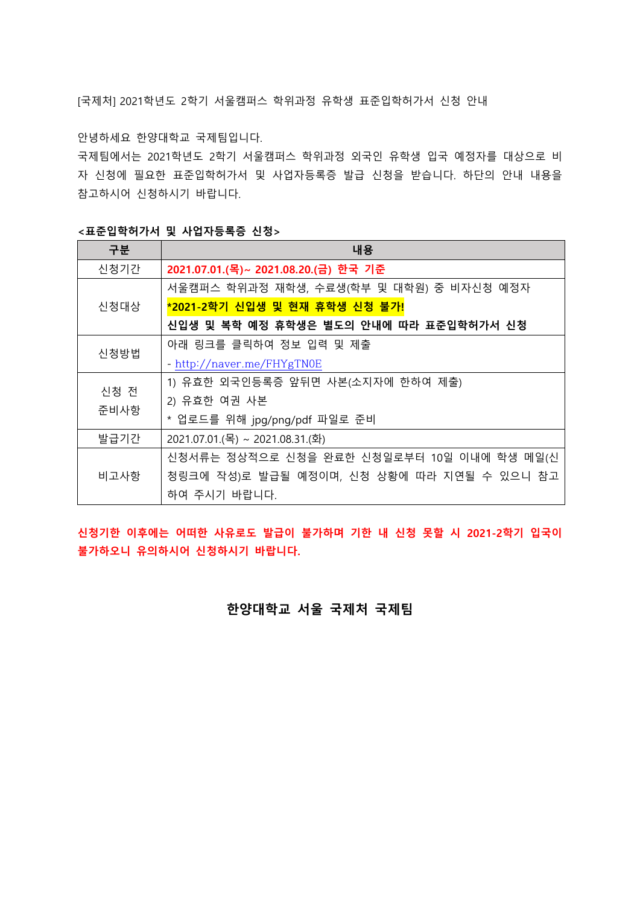[국제처] 2021학년도 2학기 서울캠퍼스 학위과정 유학생 표준입학허가서 신청 안내

안녕하세요 한양대학교 국제팀입니다.
국제팀에서는 2021학년도 2학기 서울캠퍼스 학위과정 외국인 유학생 입국 예정자를 대상으로 비자 신청에 필요한 표준입학허가서 및 사업자등록증 발급 신청을 받습니다. 하단의 안내 내용을 참고하시어 신청하시기 바랍니다.

**<표준입학허가서 및 사업자등록증 신청>**

| 구분 | 내용 |
|---|---|
| 신청기간 | **2021.07.01.(목)~ 2021.08.20.(금) 한국 기준** |
| 신청대상 | 서울캠퍼스 학위과정 재학생, 수료생(학부 및 대학원) 중 비자신청 예정자<br>***2021-2학기 신입생 및 현재 휴학생 신청 불가!**<br>**신입생 및 복학 예정 휴학생은 별도의 안내에 따라 표준입학허가서 신청** |
| 신청방법 | 아래 링크를 클릭하여 정보 입력 및 제출<br>- http://naver.me/FHYgTN0E |
| 신청 전 준비사항 | 1) 유효한 외국인등록증 앞뒤면 사본(소지자에 한하여 제출)<br>2) 유효한 여권 사본<br>* 업로드를 위해 jpg/png/pdf 파일로 준비 |
| 발급기간 | 2021.07.01.(목) ~ 2021.08.31.(화) |
| 비고사항 | 신청서류는 정상적으로 신청을 완료한 신청일로부터 10일 이내에 학생 메일(신청링크에 작성)로 발급될 예정이며, 신청 상황에 따라 지연될 수 있으니 참고하여 주시기 바랍니다. |

**신청기한 이후에는 어떠한 사유로도 발급이 불가하며 기한 내 신청 못할 시 2021-2학기 입국이 불가하오니 유의하시어 신청하시기 바랍니다.**

**한양대학교 서울 국제처 국제팀**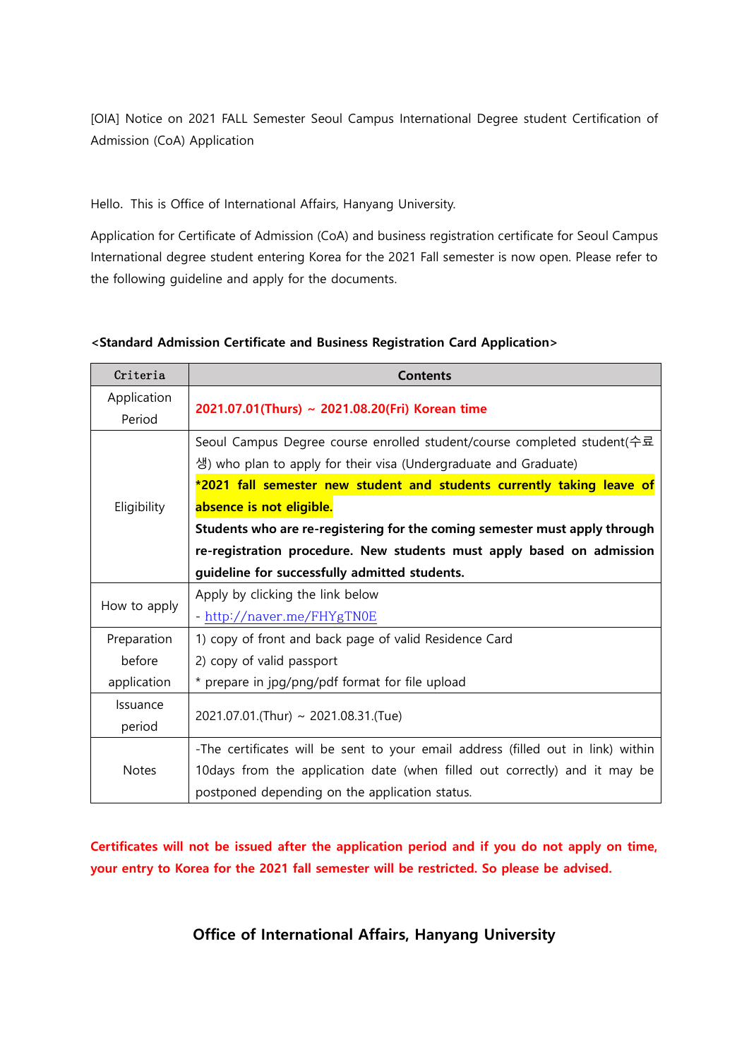[OIA] Notice on 2021 FALL Semester Seoul Campus International Degree student Certification of Admission (CoA) Application

Hello. This is Office of International Affairs, Hanyang University.

Application for Certificate of Admission (CoA) and business registration certificate for Seoul Campus International degree student entering Korea for the 2021 Fall semester is now open. Please refer to the following guideline and apply for the documents.

**<Standard Admission Certificate and Business Registration Card Application>**

| Criteria | Contents |
|---|---|
| Application Period | **2021.07.01(Thurs) ~ 2021.08.20(Fri) Korean time** |
| Eligibility | Seoul Campus Degree course enrolled student/course completed student(수료생) who plan to apply for their visa (Undergraduate and Graduate)<br>**\*2021 fall semester new student and students currently taking leave of absence is not eligible.**<br>**Students who are re-registering for the coming semester must apply through re-registration procedure. New students must apply based on admission guideline for successfully admitted students.** |
| How to apply | Apply by clicking the link below<br>- http://naver.me/FHYgTN0E |
| Preparation before application | 1) copy of front and back page of valid Residence Card<br>2) copy of valid passport<br>\* prepare in jpg/png/pdf format for file upload |
| Issuance period | 2021.07.01.(Thur) ~ 2021.08.31.(Tue) |
| Notes | -The certificates will be sent to your email address (filled out in link) within 10days from the application date (when filled out correctly) and it may be postponed depending on the application status. |

**Certificates will not be issued after the application period and if you do not apply on time, your entry to Korea for the 2021 fall semester will be restricted. So please be advised.**

**Office of International Affairs, Hanyang University**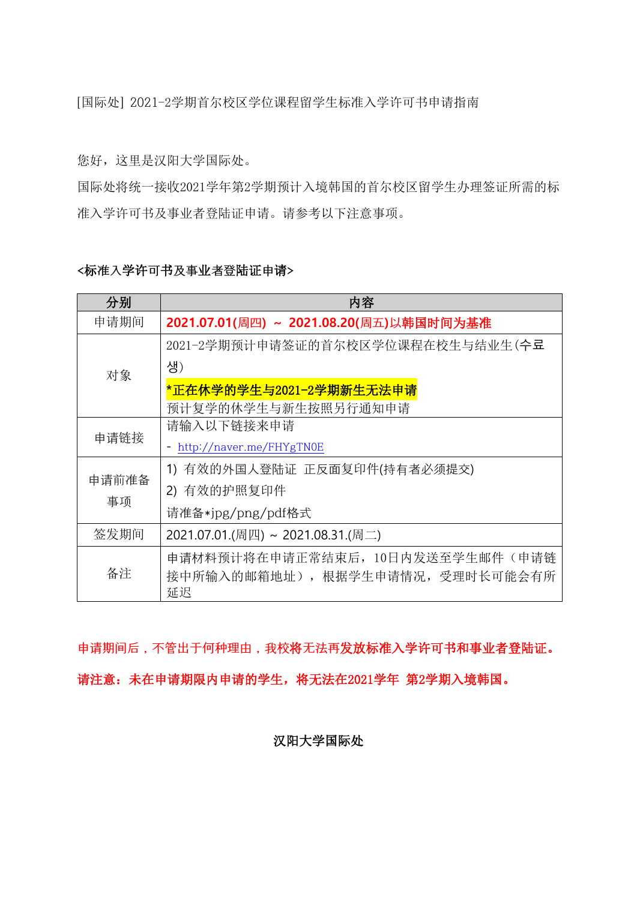[国际处] 2021-2学期首尔校区学位课程留学生标准入学许可书申请指南

您好，这里是汉阳大学国际处。

国际处将统一接收2021学年第2学期预计入境韩国的首尔校区留学生办理签证所需的标准入学许可书及事业者登陆证申请。请参考以下注意事项。

**<标准入学许可书及事业者登陆证申请>**

| 分别 | 内容 |
| --- | --- |
| 申请期间 | **2021.07.01(周四) ~ 2021.08.20(周五)以韩国时间为基准** |
| 对象 | 2021-2学期预计申请签证的首尔校区学位课程在校生与结业生(수료생)<br>**\*正在休学的学生与2021-2学期新生无法申请**<br>预计复学的休学生与新生按照另行通知申请 |
| 申请链接 | 请输入以下链接来申请<br>- http://naver.me/FHYgTN0E |
| 申请前准备事项 | 1) 有效的外国人登陆证 正反面复印件(持有者必须提交)<br>2) 有效的护照复印件<br>请准备*jpg/png/pdf格式 |
| 签发期间 | 2021.07.01.(周四) ~ 2021.08.31.(周二) |
| 备注 | 申请材料预计将在申请正常结束后，10日内发送至学生邮件（申请链接中所输入的邮箱地址），根据学生申请情况，受理时长可能会有所延迟 |

**申请期间后，不管出于何种理由，我校将无法再发放标准入学许可书和事业者登陆证。**

**请注意：未在申请期限内申请的学生，将无法在2021学年 第2学期入境韩国。**

**汉阳大学国际处**